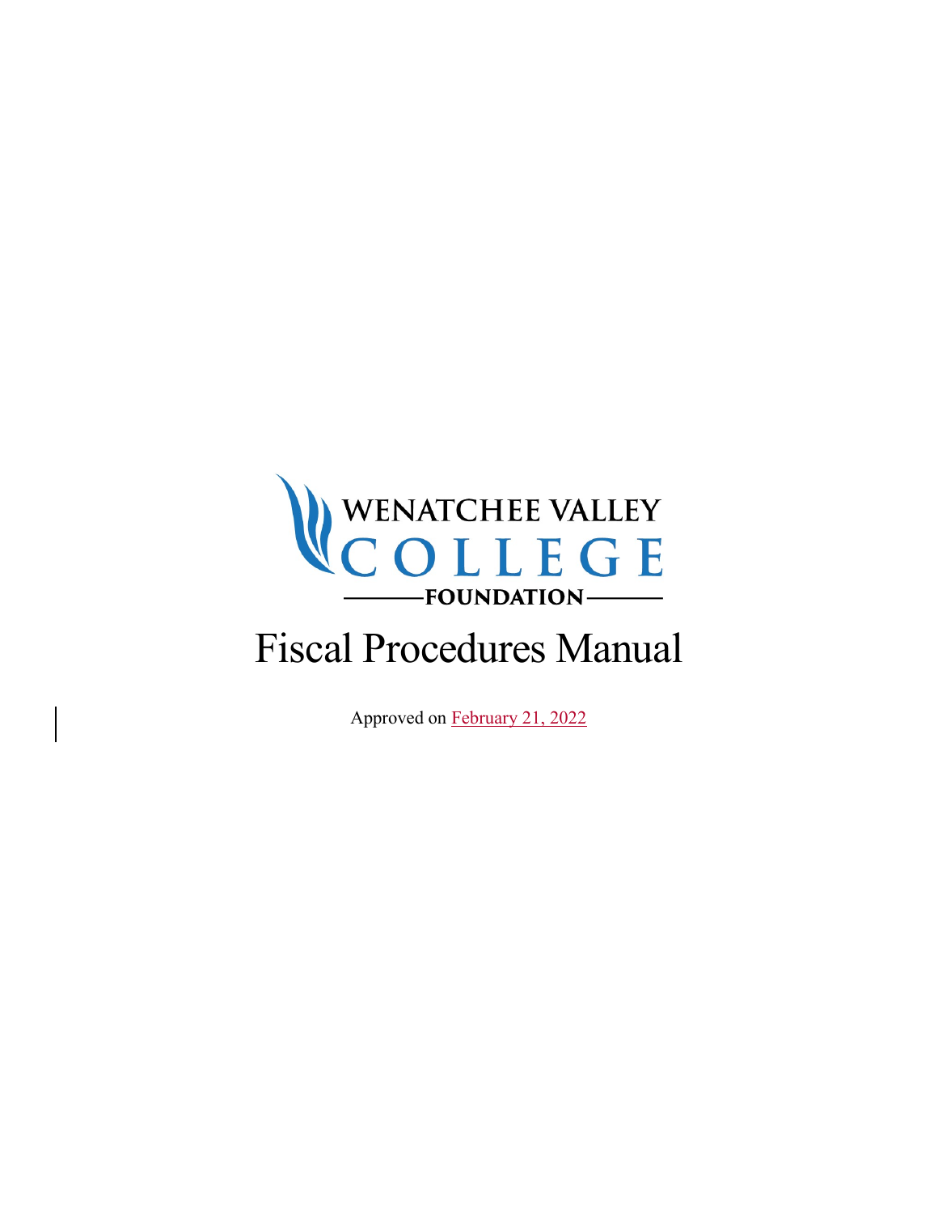WENATCHEE VALLEY COLLEGE FOUNDATION

# Fiscal Procedures Manual

Approved on February 21, 2022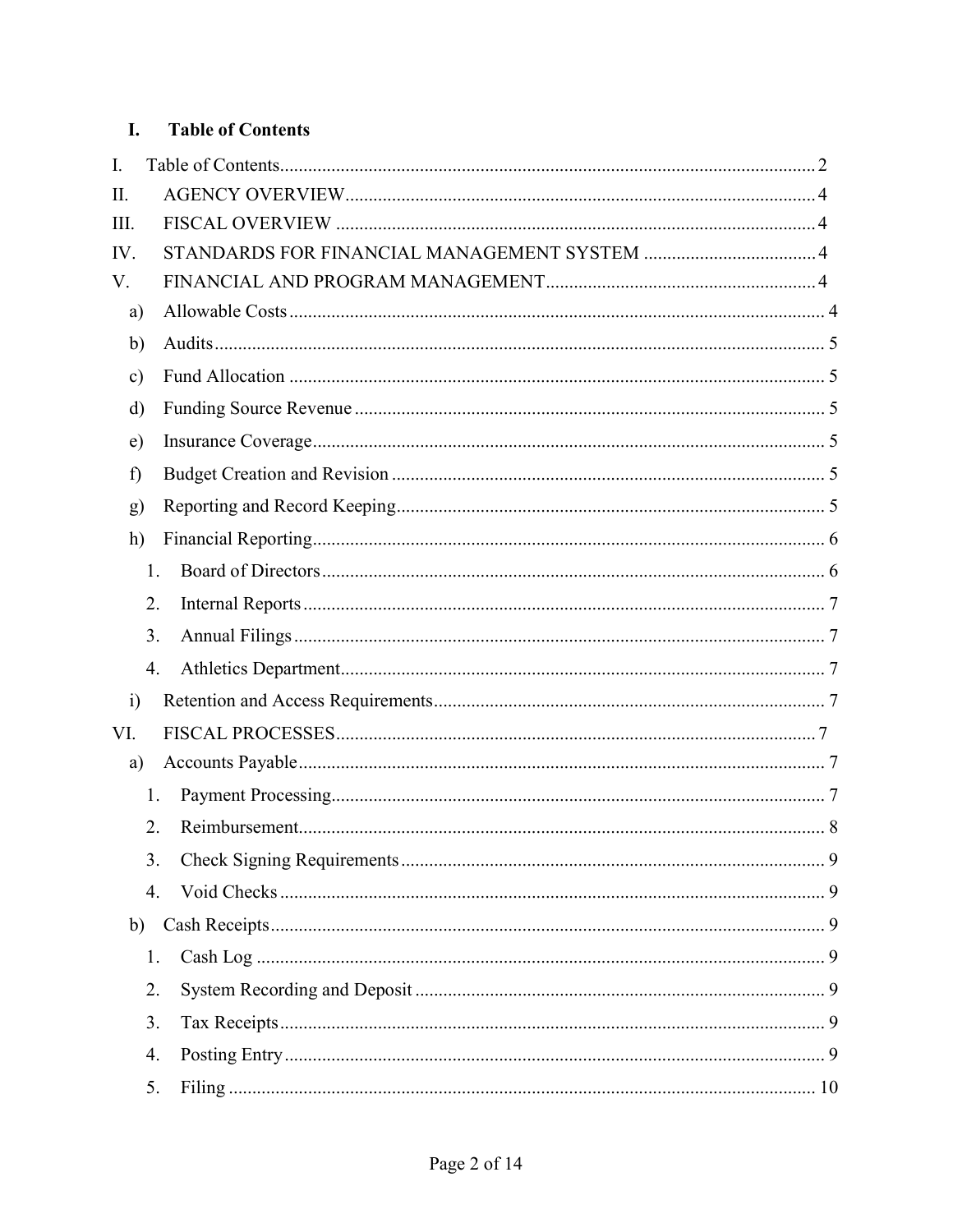# I. Table of Contents

I. Table of Contents ..... 2

II. AGENCY OVERVIEW ..... 4

III. FISCAL OVERVIEW ..... 4

IV. STANDARDS FOR FINANCIAL MANAGEMENT SYSTEM ..... 4

V. FINANCIAL AND PROGRAM MANAGEMENT ..... 4

- a) Allowable Costs ..... 4
- b) Audits ..... 5
- c) Fund Allocation ..... 5
- d) Funding Source Revenue ..... 5
- e) Insurance Coverage ..... 5
- f) Budget Creation and Revision ..... 5
- g) Reporting and Record Keeping ..... 5
- h) Financial Reporting ..... 6
  1. Board of Directors ..... 6
  2. Internal Reports ..... 7
  3. Annual Filings ..... 7
  4. Athletics Department ..... 7
- i) Retention and Access Requirements ..... 7

VI. FISCAL PROCESSES ..... 7

- a) Accounts Payable ..... 7
  1. Payment Processing ..... 7
  2. Reimbursement ..... 8
  3. Check Signing Requirements ..... 9
  4. Void Checks ..... 9
- b) Cash Receipts ..... 9
  1. Cash Log ..... 9
  2. System Recording and Deposit ..... 9
  3. Tax Receipts ..... 9
  4. Posting Entry ..... 9
  5. Filing ..... 10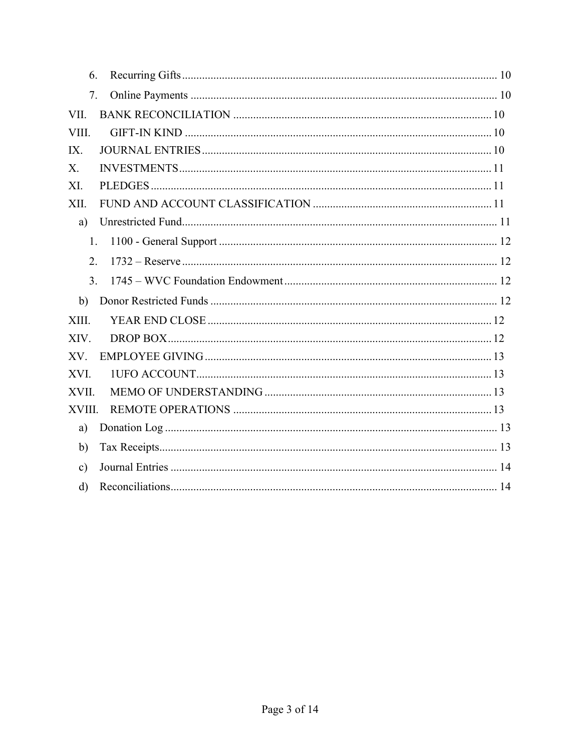6. Recurring Gifts .......... 10
7. Online Payments .......... 10

VII. BANK RECONCILIATION .......... 10

VIII. GIFT-IN KIND .......... 10

IX. JOURNAL ENTRIES .......... 10

X. INVESTMENTS .......... 11

XI. PLEDGES .......... 11

XII. FUND AND ACCOUNT CLASSIFICATION .......... 11

a) Unrestricted Fund .......... 11

1. 1100 - General Support .......... 12
2. 1732 – Reserve .......... 12
3. 1745 – WVC Foundation Endowment .......... 12

b) Donor Restricted Funds .......... 12

XIII. YEAR END CLOSE .......... 12

XIV. DROP BOX .......... 12

XV. EMPLOYEE GIVING .......... 13

XVI. 1UFO ACCOUNT .......... 13

XVII. MEMO OF UNDERSTANDING .......... 13

XVIII. REMOTE OPERATIONS .......... 13

a) Donation Log .......... 13

b) Tax Receipts .......... 13

c) Journal Entries .......... 14

d) Reconciliations .......... 14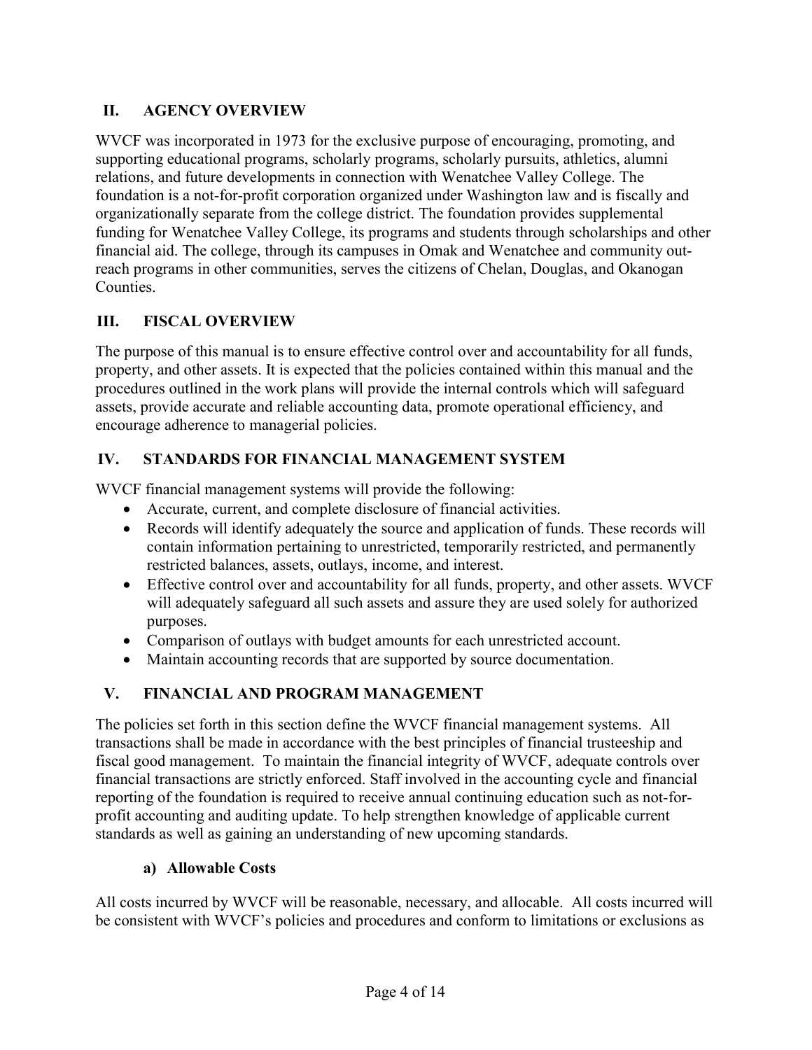## II. AGENCY OVERVIEW

WVCF was incorporated in 1973 for the exclusive purpose of encouraging, promoting, and supporting educational programs, scholarly programs, scholarly pursuits, athletics, alumni relations, and future developments in connection with Wenatchee Valley College. The foundation is a not-for-profit corporation organized under Washington law and is fiscally and organizationally separate from the college district. The foundation provides supplemental funding for Wenatchee Valley College, its programs and students through scholarships and other financial aid. The college, through its campuses in Omak and Wenatchee and community out-reach programs in other communities, serves the citizens of Chelan, Douglas, and Okanogan Counties.

## III. FISCAL OVERVIEW

The purpose of this manual is to ensure effective control over and accountability for all funds, property, and other assets. It is expected that the policies contained within this manual and the procedures outlined in the work plans will provide the internal controls which will safeguard assets, provide accurate and reliable accounting data, promote operational efficiency, and encourage adherence to managerial policies.

## IV. STANDARDS FOR FINANCIAL MANAGEMENT SYSTEM

WVCF financial management systems will provide the following:

- Accurate, current, and complete disclosure of financial activities.
- Records will identify adequately the source and application of funds. These records will contain information pertaining to unrestricted, temporarily restricted, and permanently restricted balances, assets, outlays, income, and interest.
- Effective control over and accountability for all funds, property, and other assets. WVCF will adequately safeguard all such assets and assure they are used solely for authorized purposes.
- Comparison of outlays with budget amounts for each unrestricted account.
- Maintain accounting records that are supported by source documentation.

## V. FINANCIAL AND PROGRAM MANAGEMENT

The policies set forth in this section define the WVCF financial management systems. All transactions shall be made in accordance with the best principles of financial trusteeship and fiscal good management. To maintain the financial integrity of WVCF, adequate controls over financial transactions are strictly enforced. Staff involved in the accounting cycle and financial reporting of the foundation is required to receive annual continuing education such as not-for-profit accounting and auditing update. To help strengthen knowledge of applicable current standards as well as gaining an understanding of new upcoming standards.

### a) Allowable Costs

All costs incurred by WVCF will be reasonable, necessary, and allocable. All costs incurred will be consistent with WVCF's policies and procedures and conform to limitations or exclusions as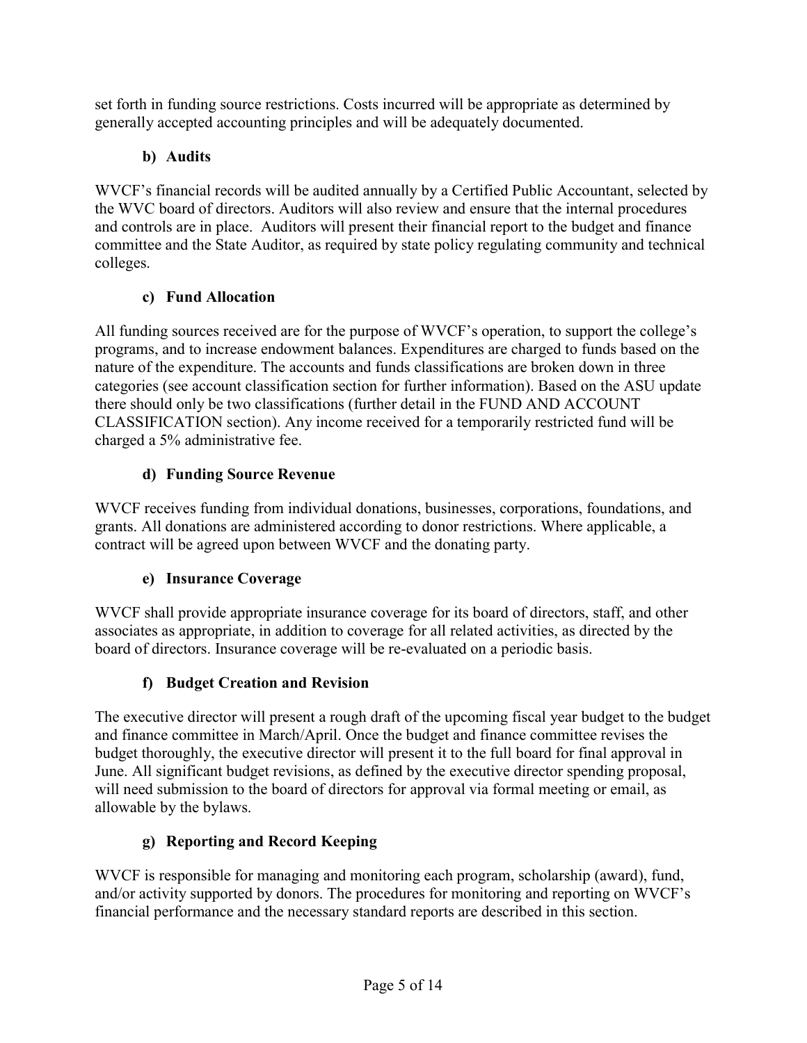set forth in funding source restrictions. Costs incurred will be appropriate as determined by generally accepted accounting principles and will be adequately documented.

#### b) Audits

WVCF's financial records will be audited annually by a Certified Public Accountant, selected by the WVC board of directors. Auditors will also review and ensure that the internal procedures and controls are in place. Auditors will present their financial report to the budget and finance committee and the State Auditor, as required by state policy regulating community and technical colleges.

#### c) Fund Allocation

All funding sources received are for the purpose of WVCF's operation, to support the college's programs, and to increase endowment balances. Expenditures are charged to funds based on the nature of the expenditure. The accounts and funds classifications are broken down in three categories (see account classification section for further information). Based on the ASU update there should only be two classifications (further detail in the FUND AND ACCOUNT CLASSIFICATION section). Any income received for a temporarily restricted fund will be charged a 5% administrative fee.

#### d) Funding Source Revenue

WVCF receives funding from individual donations, businesses, corporations, foundations, and grants. All donations are administered according to donor restrictions. Where applicable, a contract will be agreed upon between WVCF and the donating party.

#### e) Insurance Coverage

WVCF shall provide appropriate insurance coverage for its board of directors, staff, and other associates as appropriate, in addition to coverage for all related activities, as directed by the board of directors. Insurance coverage will be re-evaluated on a periodic basis.

#### f) Budget Creation and Revision

The executive director will present a rough draft of the upcoming fiscal year budget to the budget and finance committee in March/April. Once the budget and finance committee revises the budget thoroughly, the executive director will present it to the full board for final approval in June. All significant budget revisions, as defined by the executive director spending proposal, will need submission to the board of directors for approval via formal meeting or email, as allowable by the bylaws.

#### g) Reporting and Record Keeping

WVCF is responsible for managing and monitoring each program, scholarship (award), fund, and/or activity supported by donors. The procedures for monitoring and reporting on WVCF's financial performance and the necessary standard reports are described in this section.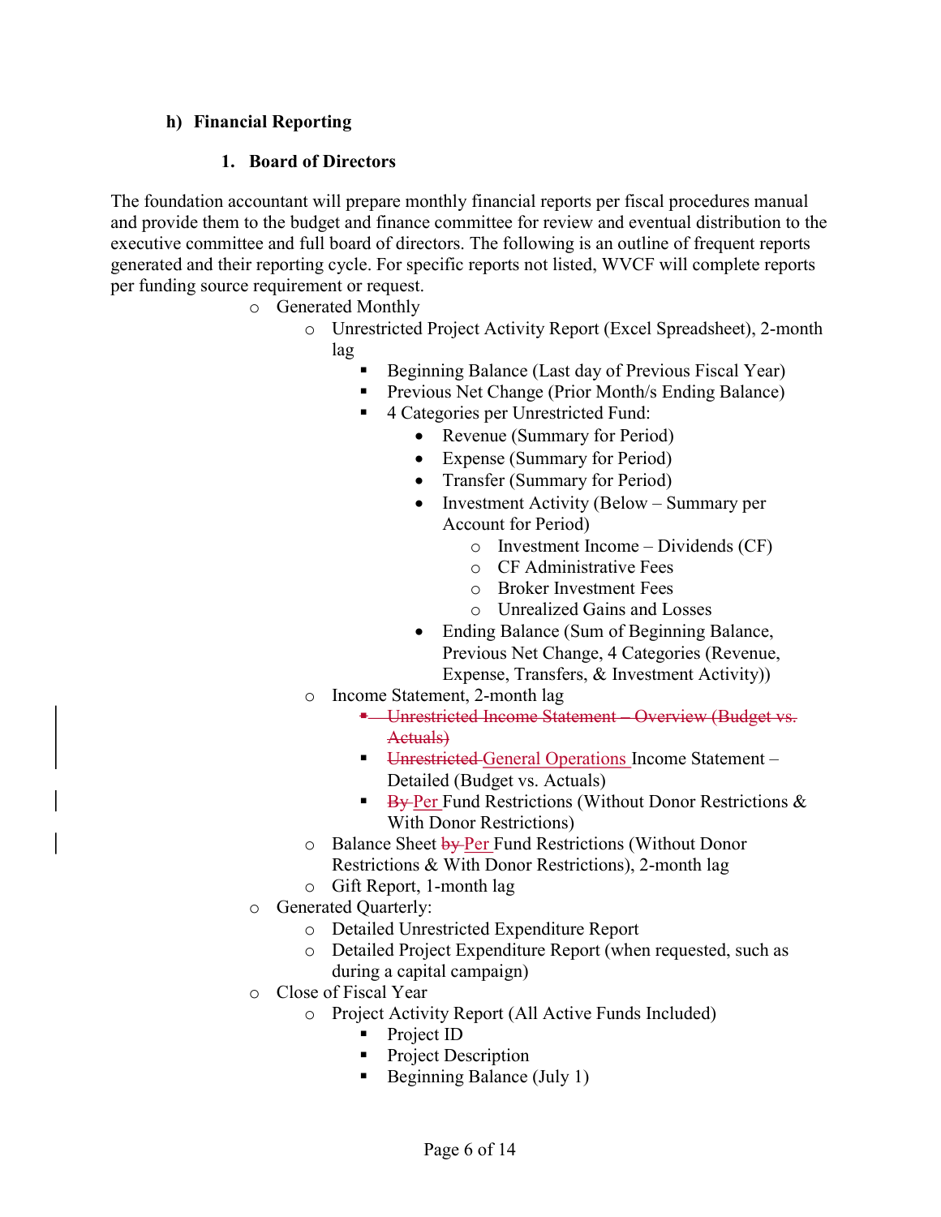### h) Financial Reporting

#### 1. Board of Directors

The foundation accountant will prepare monthly financial reports per fiscal procedures manual and provide them to the budget and finance committee for review and eventual distribution to the executive committee and full board of directors. The following is an outline of frequent reports generated and their reporting cycle. For specific reports not listed, WVCF will complete reports per funding source requirement or request.

- Generated Monthly
  - Unrestricted Project Activity Report (Excel Spreadsheet), 2-month lag
    - Beginning Balance (Last day of Previous Fiscal Year)
    - Previous Net Change (Prior Month/s Ending Balance)
    - 4 Categories per Unrestricted Fund:
      - Revenue (Summary for Period)
      - Expense (Summary for Period)
      - Transfer (Summary for Period)
      - Investment Activity (Below – Summary per Account for Period)
        - Investment Income – Dividends (CF)
        - CF Administrative Fees
        - Broker Investment Fees
        - Unrealized Gains and Losses
      - Ending Balance (Sum of Beginning Balance, Previous Net Change, 4 Categories (Revenue, Expense, Transfers, & Investment Activity))
  - Income Statement, 2-month lag
    - ~~Unrestricted Income Statement – Overview (Budget vs. Actuals)~~
    - ~~Unrestricted~~ General Operations Income Statement – Detailed (Budget vs. Actuals)
    - ~~By~~ Per Fund Restrictions (Without Donor Restrictions & With Donor Restrictions)
  - Balance Sheet ~~by~~ Per Fund Restrictions (Without Donor Restrictions & With Donor Restrictions), 2-month lag
  - Gift Report, 1-month lag
- Generated Quarterly:
  - Detailed Unrestricted Expenditure Report
  - Detailed Project Expenditure Report (when requested, such as during a capital campaign)
- Close of Fiscal Year
  - Project Activity Report (All Active Funds Included)
    - Project ID
    - Project Description
    - Beginning Balance (July 1)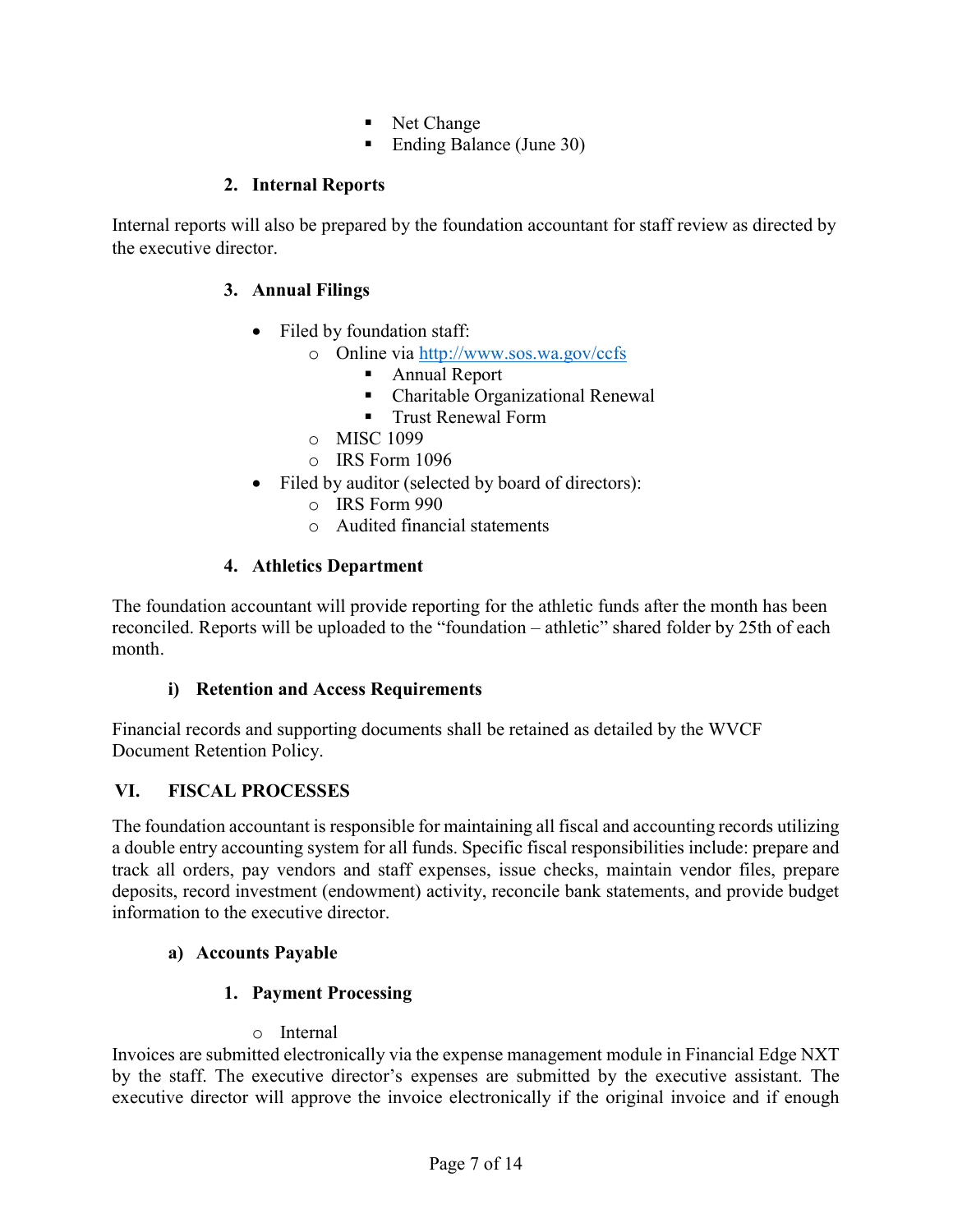- Net Change
        - Ending Balance (June 30)

### 2. Internal Reports

Internal reports will also be prepared by the foundation accountant for staff review as directed by the executive director.

### 3. Annual Filings

- Filed by foundation staff:
    - Online via [http://www.sos.wa.gov/ccfs](http://www.sos.wa.gov/ccfs)
        - Annual Report
        - Charitable Organizational Renewal
        - Trust Renewal Form
    - MISC 1099
    - IRS Form 1096
- Filed by auditor (selected by board of directors):
    - IRS Form 990
    - Audited financial statements

### 4. Athletics Department

The foundation accountant will provide reporting for the athletic funds after the month has been reconciled. Reports will be uploaded to the "foundation – athletic" shared folder by 25th of each month.

### i) Retention and Access Requirements

Financial records and supporting documents shall be retained as detailed by the WVCF Document Retention Policy.

## VI. FISCAL PROCESSES

The foundation accountant is responsible for maintaining all fiscal and accounting records utilizing a double entry accounting system for all funds. Specific fiscal responsibilities include: prepare and track all orders, pay vendors and staff expenses, issue checks, maintain vendor files, prepare deposits, record investment (endowment) activity, reconcile bank statements, and provide budget information to the executive director.

### a) Accounts Payable

### 1. Payment Processing

- Internal

Invoices are submitted electronically via the expense management module in Financial Edge NXT by the staff. The executive director's expenses are submitted by the executive assistant. The executive director will approve the invoice electronically if the original invoice and if enough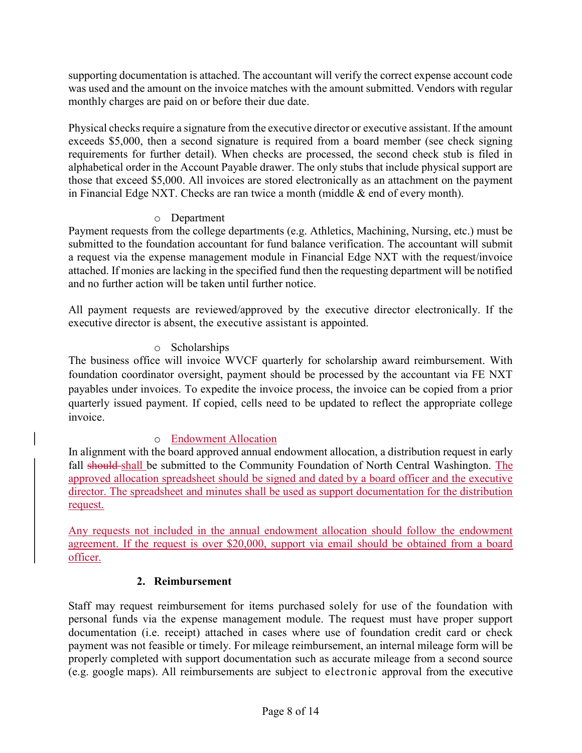supporting documentation is attached. The accountant will verify the correct expense account code was used and the amount on the invoice matches with the amount submitted. Vendors with regular monthly charges are paid on or before their due date.

Physical checks require a signature from the executive director or executive assistant. If the amount exceeds $5,000, then a second signature is required from a board member (see check signing requirements for further detail). When checks are processed, the second check stub is filed in alphabetical order in the Account Payable drawer. The only stubs that include physical support are those that exceed $5,000. All invoices are stored electronically as an attachment on the payment in Financial Edge NXT. Checks are ran twice a month (middle & end of every month).

- Department

Payment requests from the college departments (e.g. Athletics, Machining, Nursing, etc.) must be submitted to the foundation accountant for fund balance verification. The accountant will submit a request via the expense management module in Financial Edge NXT with the request/invoice attached. If monies are lacking in the specified fund then the requesting department will be notified and no further action will be taken until further notice.

All payment requests are reviewed/approved by the executive director electronically. If the executive director is absent, the executive assistant is appointed.

- Scholarships

The business office will invoice WVCF quarterly for scholarship award reimbursement. With foundation coordinator oversight, payment should be processed by the accountant via FE NXT payables under invoices. To expedite the invoice process, the invoice can be copied from a prior quarterly issued payment. If copied, cells need to be updated to reflect the appropriate college invoice.

- Endowment Allocation

In alignment with the board approved annual endowment allocation, a distribution request in early fall ~~should~~ shall be submitted to the Community Foundation of North Central Washington. The approved allocation spreadsheet should be signed and dated by a board officer and the executive director. The spreadsheet and minutes shall be used as support documentation for the distribution request.

Any requests not included in the annual endowment allocation should follow the endowment agreement. If the request is over $20,000, support via email should be obtained from a board officer.

### 2. Reimbursement

Staff may request reimbursement for items purchased solely for use of the foundation with personal funds via the expense management module. The request must have proper support documentation (i.e. receipt) attached in cases where use of foundation credit card or check payment was not feasible or timely. For mileage reimbursement, an internal mileage form will be properly completed with support documentation such as accurate mileage from a second source (e.g. google maps). All reimbursements are subject to electronic approval from the executive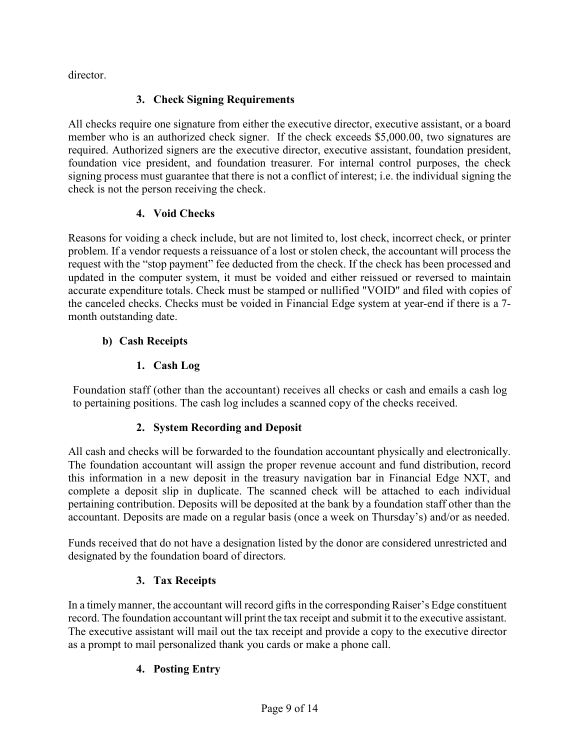director.

### 3. Check Signing Requirements

All checks require one signature from either the executive director, executive assistant, or a board member who is an authorized check signer.  If the check exceeds $5,000.00, two signatures are required. Authorized signers are the executive director, executive assistant, foundation president, foundation vice president, and foundation treasurer. For internal control purposes, the check signing process must guarantee that there is not a conflict of interest; i.e. the individual signing the check is not the person receiving the check.

### 4. Void Checks

Reasons for voiding a check include, but are not limited to, lost check, incorrect check, or printer problem. If a vendor requests a reissuance of a lost or stolen check, the accountant will process the request with the "stop payment" fee deducted from the check. If the check has been processed and updated in the computer system, it must be voided and either reissued or reversed to maintain accurate expenditure totals. Check must be stamped or nullified "VOID" and filed with copies of the canceled checks. Checks must be voided in Financial Edge system at year-end if there is a 7-month outstanding date.

## b) Cash Receipts

### 1. Cash Log

Foundation staff (other than the accountant) receives all checks or cash and emails a cash log to pertaining positions. The cash log includes a scanned copy of the checks received.

### 2. System Recording and Deposit

All cash and checks will be forwarded to the foundation accountant physically and electronically. The foundation accountant will assign the proper revenue account and fund distribution, record this information in a new deposit in the treasury navigation bar in Financial Edge NXT, and complete a deposit slip in duplicate. The scanned check will be attached to each individual pertaining contribution. Deposits will be deposited at the bank by a foundation staff other than the accountant. Deposits are made on a regular basis (once a week on Thursday's) and/or as needed.

Funds received that do not have a designation listed by the donor are considered unrestricted and designated by the foundation board of directors.

### 3. Tax Receipts

In a timely manner, the accountant will record gifts in the corresponding Raiser's Edge constituent record. The foundation accountant will print the tax receipt and submit it to the executive assistant. The executive assistant will mail out the tax receipt and provide a copy to the executive director as a prompt to mail personalized thank you cards or make a phone call.

### 4. Posting Entry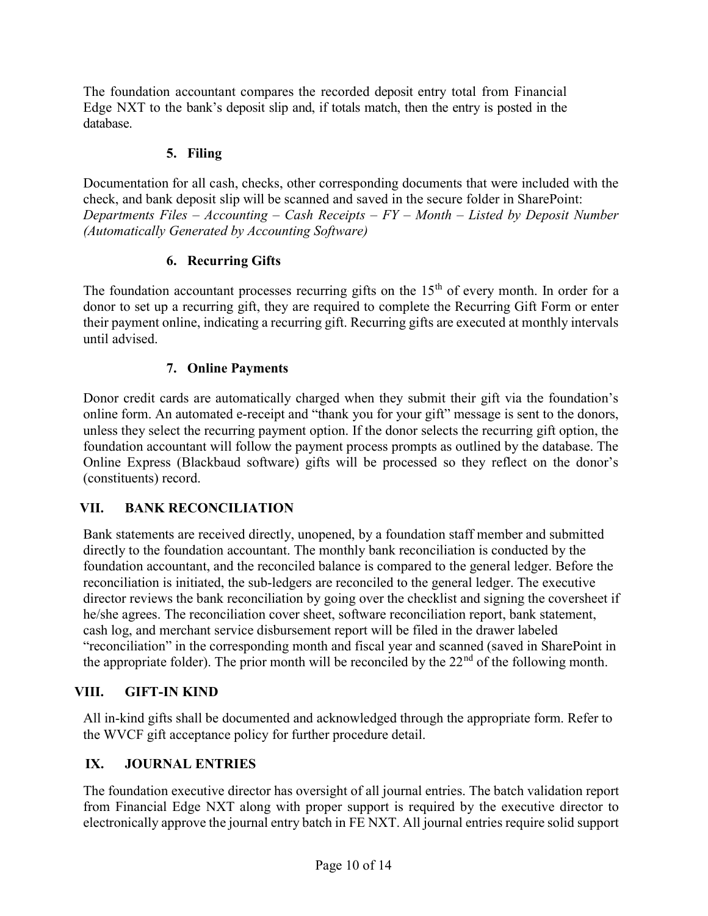The foundation accountant compares the recorded deposit entry total from Financial Edge NXT to the bank's deposit slip and, if totals match, then the entry is posted in the database.

### 5. Filing

Documentation for all cash, checks, other corresponding documents that were included with the check, and bank deposit slip will be scanned and saved in the secure folder in SharePoint: *Departments Files – Accounting – Cash Receipts – FY – Month – Listed by Deposit Number (Automatically Generated by Accounting Software)*

### 6. Recurring Gifts

The foundation accountant processes recurring gifts on the 15th of every month. In order for a donor to set up a recurring gift, they are required to complete the Recurring Gift Form or enter their payment online, indicating a recurring gift. Recurring gifts are executed at monthly intervals until advised.

### 7. Online Payments

Donor credit cards are automatically charged when they submit their gift via the foundation's online form. An automated e-receipt and "thank you for your gift" message is sent to the donors, unless they select the recurring payment option. If the donor selects the recurring gift option, the foundation accountant will follow the payment process prompts as outlined by the database. The Online Express (Blackbaud software) gifts will be processed so they reflect on the donor's (constituents) record.

## VII. BANK RECONCILIATION

Bank statements are received directly, unopened, by a foundation staff member and submitted directly to the foundation accountant. The monthly bank reconciliation is conducted by the foundation accountant, and the reconciled balance is compared to the general ledger. Before the reconciliation is initiated, the sub-ledgers are reconciled to the general ledger. The executive director reviews the bank reconciliation by going over the checklist and signing the coversheet if he/she agrees. The reconciliation cover sheet, software reconciliation report, bank statement, cash log, and merchant service disbursement report will be filed in the drawer labeled "reconciliation" in the corresponding month and fiscal year and scanned (saved in SharePoint in the appropriate folder). The prior month will be reconciled by the 22nd of the following month.

## VIII. GIFT-IN KIND

All in-kind gifts shall be documented and acknowledged through the appropriate form. Refer to the WVCF gift acceptance policy for further procedure detail.

## IX. JOURNAL ENTRIES

The foundation executive director has oversight of all journal entries. The batch validation report from Financial Edge NXT along with proper support is required by the executive director to electronically approve the journal entry batch in FE NXT. All journal entries require solid support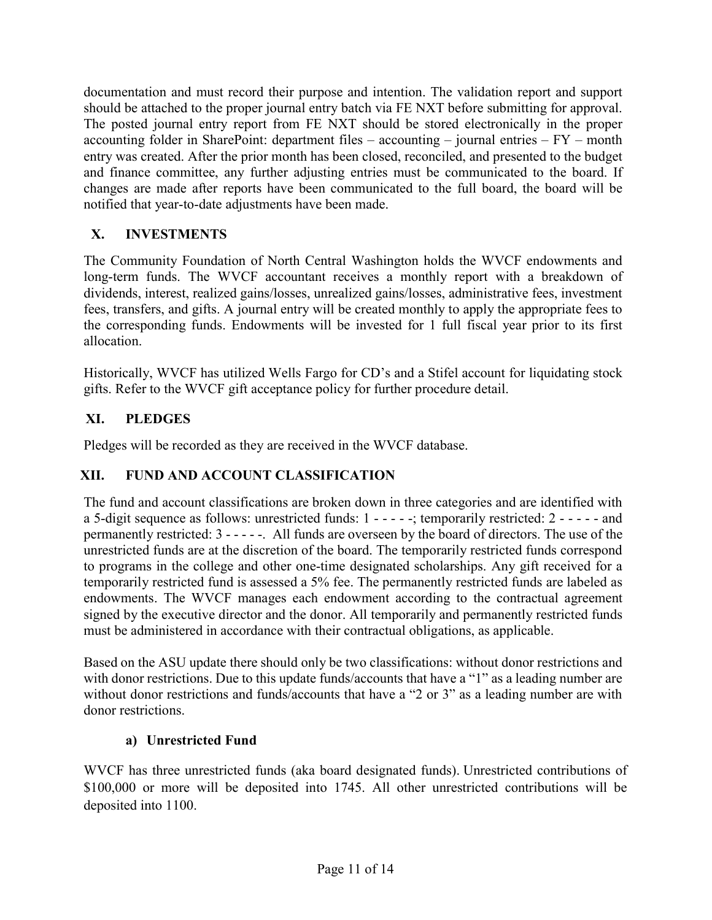documentation and must record their purpose and intention. The validation report and support should be attached to the proper journal entry batch via FE NXT before submitting for approval. The posted journal entry report from FE NXT should be stored electronically in the proper accounting folder in SharePoint: department files – accounting – journal entries – FY – month entry was created. After the prior month has been closed, reconciled, and presented to the budget and finance committee, any further adjusting entries must be communicated to the board. If changes are made after reports have been communicated to the full board, the board will be notified that year-to-date adjustments have been made.

## X. INVESTMENTS

The Community Foundation of North Central Washington holds the WVCF endowments and long-term funds. The WVCF accountant receives a monthly report with a breakdown of dividends, interest, realized gains/losses, unrealized gains/losses, administrative fees, investment fees, transfers, and gifts. A journal entry will be created monthly to apply the appropriate fees to the corresponding funds. Endowments will be invested for 1 full fiscal year prior to its first allocation.

Historically, WVCF has utilized Wells Fargo for CD's and a Stifel account for liquidating stock gifts. Refer to the WVCF gift acceptance policy for further procedure detail.

## XI. PLEDGES

Pledges will be recorded as they are received in the WVCF database.

## XII. FUND AND ACCOUNT CLASSIFICATION

The fund and account classifications are broken down in three categories and are identified with a 5-digit sequence as follows: unrestricted funds: 1 - - - - -; temporarily restricted: 2 - - - - - and permanently restricted: 3 - - - - -. All funds are overseen by the board of directors. The use of the unrestricted funds are at the discretion of the board. The temporarily restricted funds correspond to programs in the college and other one-time designated scholarships. Any gift received for a temporarily restricted fund is assessed a 5% fee. The permanently restricted funds are labeled as endowments. The WVCF manages each endowment according to the contractual agreement signed by the executive director and the donor. All temporarily and permanently restricted funds must be administered in accordance with their contractual obligations, as applicable.

Based on the ASU update there should only be two classifications: without donor restrictions and with donor restrictions. Due to this update funds/accounts that have a "1" as a leading number are without donor restrictions and funds/accounts that have a "2 or 3" as a leading number are with donor restrictions.

### a) Unrestricted Fund

WVCF has three unrestricted funds (aka board designated funds). Unrestricted contributions of $100,000 or more will be deposited into 1745. All other unrestricted contributions will be deposited into 1100.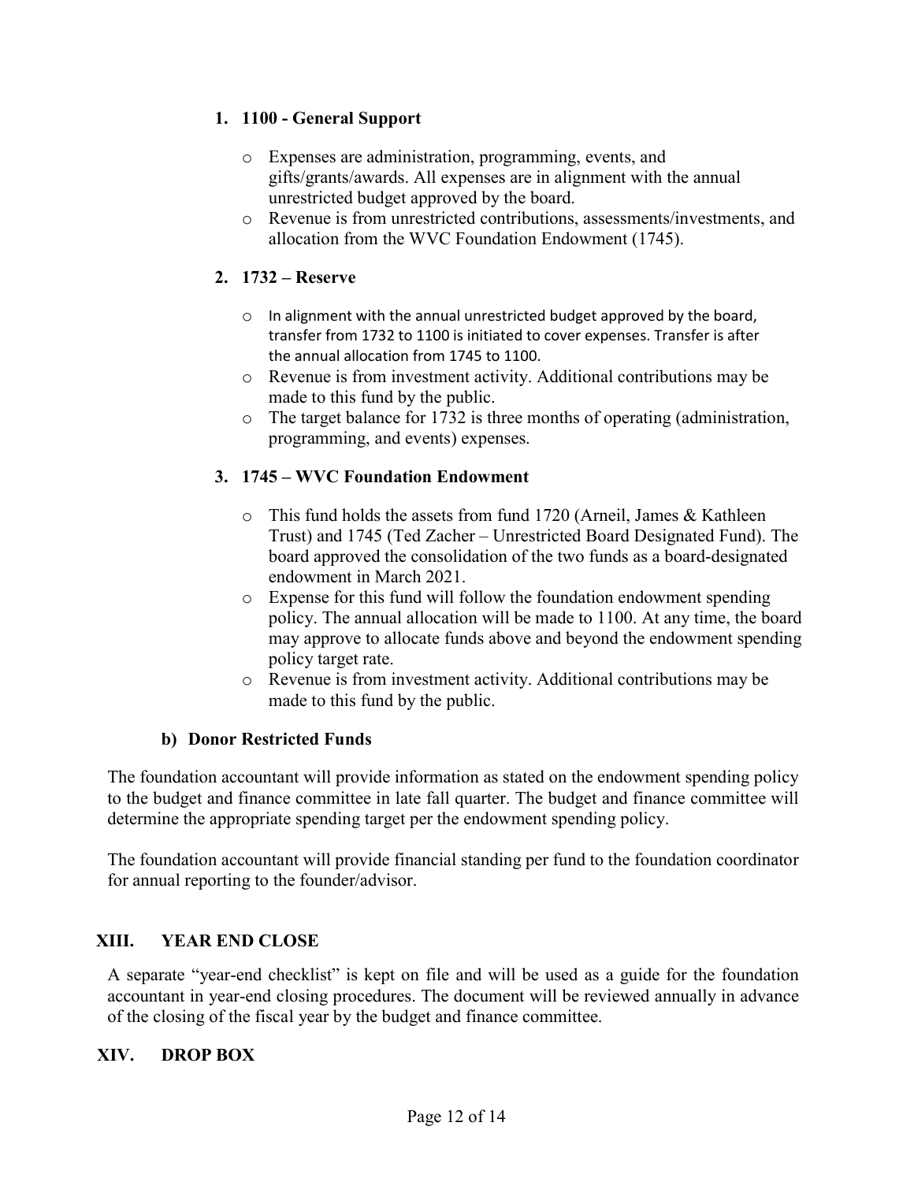1. **1100 - General Support**

   - Expenses are administration, programming, events, and gifts/grants/awards. All expenses are in alignment with the annual unrestricted budget approved by the board.
   - Revenue is from unrestricted contributions, assessments/investments, and allocation from the WVC Foundation Endowment (1745).

2. **1732 – Reserve**

   - In alignment with the annual unrestricted budget approved by the board, transfer from 1732 to 1100 is initiated to cover expenses. Transfer is after the annual allocation from 1745 to 1100.
   - Revenue is from investment activity. Additional contributions may be made to this fund by the public.
   - The target balance for 1732 is three months of operating (administration, programming, and events) expenses.

3. **1745 – WVC Foundation Endowment**

   - This fund holds the assets from fund 1720 (Arneil, James & Kathleen Trust) and 1745 (Ted Zacher – Unrestricted Board Designated Fund). The board approved the consolidation of the two funds as a board-designated endowment in March 2021.
   - Expense for this fund will follow the foundation endowment spending policy. The annual allocation will be made to 1100. At any time, the board may approve to allocate funds above and beyond the endowment spending policy target rate.
   - Revenue is from investment activity. Additional contributions may be made to this fund by the public.

### b) Donor Restricted Funds

The foundation accountant will provide information as stated on the endowment spending policy to the budget and finance committee in late fall quarter. The budget and finance committee will determine the appropriate spending target per the endowment spending policy.

The foundation accountant will provide financial standing per fund to the foundation coordinator for annual reporting to the founder/advisor.

## XIII. YEAR END CLOSE

A separate "year-end checklist" is kept on file and will be used as a guide for the foundation accountant in year-end closing procedures. The document will be reviewed annually in advance of the closing of the fiscal year by the budget and finance committee.

## XIV. DROP BOX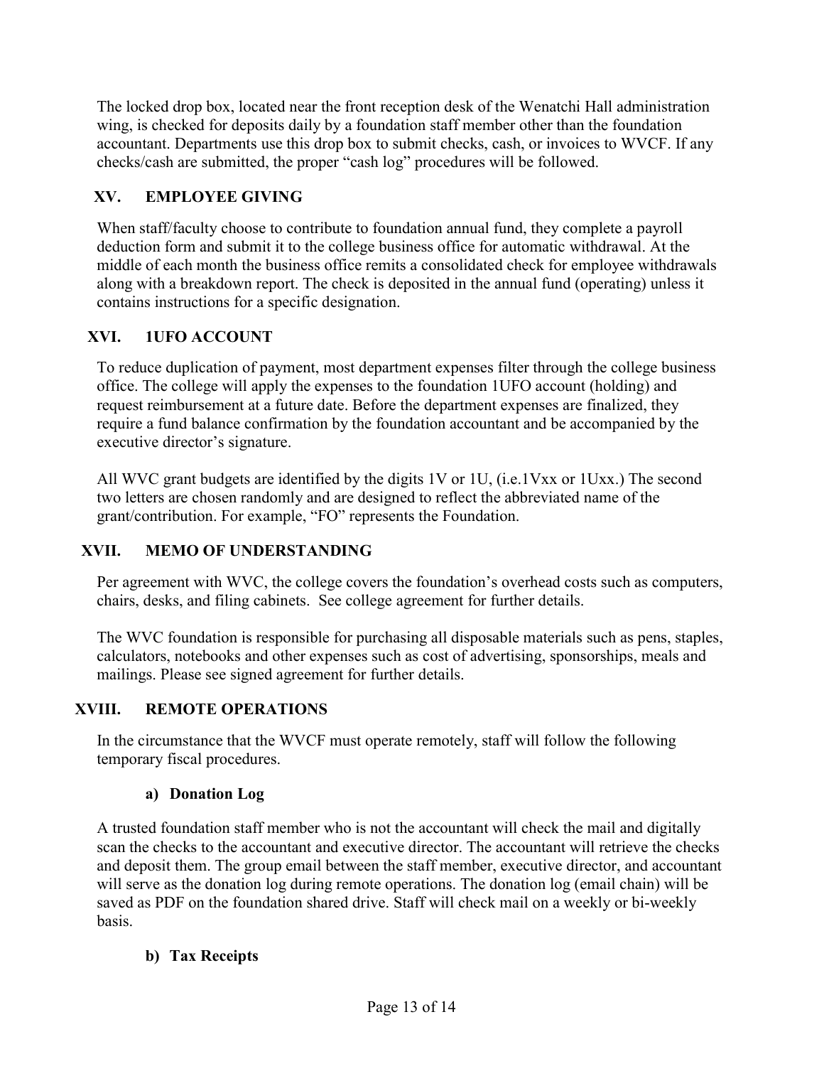The locked drop box, located near the front reception desk of the Wenatchi Hall administration wing, is checked for deposits daily by a foundation staff member other than the foundation accountant. Departments use this drop box to submit checks, cash, or invoices to WVCF. If any checks/cash are submitted, the proper "cash log" procedures will be followed.

## XV. EMPLOYEE GIVING

When staff/faculty choose to contribute to foundation annual fund, they complete a payroll deduction form and submit it to the college business office for automatic withdrawal. At the middle of each month the business office remits a consolidated check for employee withdrawals along with a breakdown report. The check is deposited in the annual fund (operating) unless it contains instructions for a specific designation.

## XVI. 1UFO ACCOUNT

To reduce duplication of payment, most department expenses filter through the college business office. The college will apply the expenses to the foundation 1UFO account (holding) and request reimbursement at a future date. Before the department expenses are finalized, they require a fund balance confirmation by the foundation accountant and be accompanied by the executive director's signature.

All WVC grant budgets are identified by the digits 1V or 1U, (i.e.1Vxx or 1Uxx.) The second two letters are chosen randomly and are designed to reflect the abbreviated name of the grant/contribution. For example, "FO" represents the Foundation.

## XVII. MEMO OF UNDERSTANDING

Per agreement with WVC, the college covers the foundation's overhead costs such as computers, chairs, desks, and filing cabinets. See college agreement for further details.

The WVC foundation is responsible for purchasing all disposable materials such as pens, staples, calculators, notebooks and other expenses such as cost of advertising, sponsorships, meals and mailings. Please see signed agreement for further details.

## XVIII. REMOTE OPERATIONS

In the circumstance that the WVCF must operate remotely, staff will follow the following temporary fiscal procedures.

### a) Donation Log

A trusted foundation staff member who is not the accountant will check the mail and digitally scan the checks to the accountant and executive director. The accountant will retrieve the checks and deposit them. The group email between the staff member, executive director, and accountant will serve as the donation log during remote operations. The donation log (email chain) will be saved as PDF on the foundation shared drive. Staff will check mail on a weekly or bi-weekly basis.

### b) Tax Receipts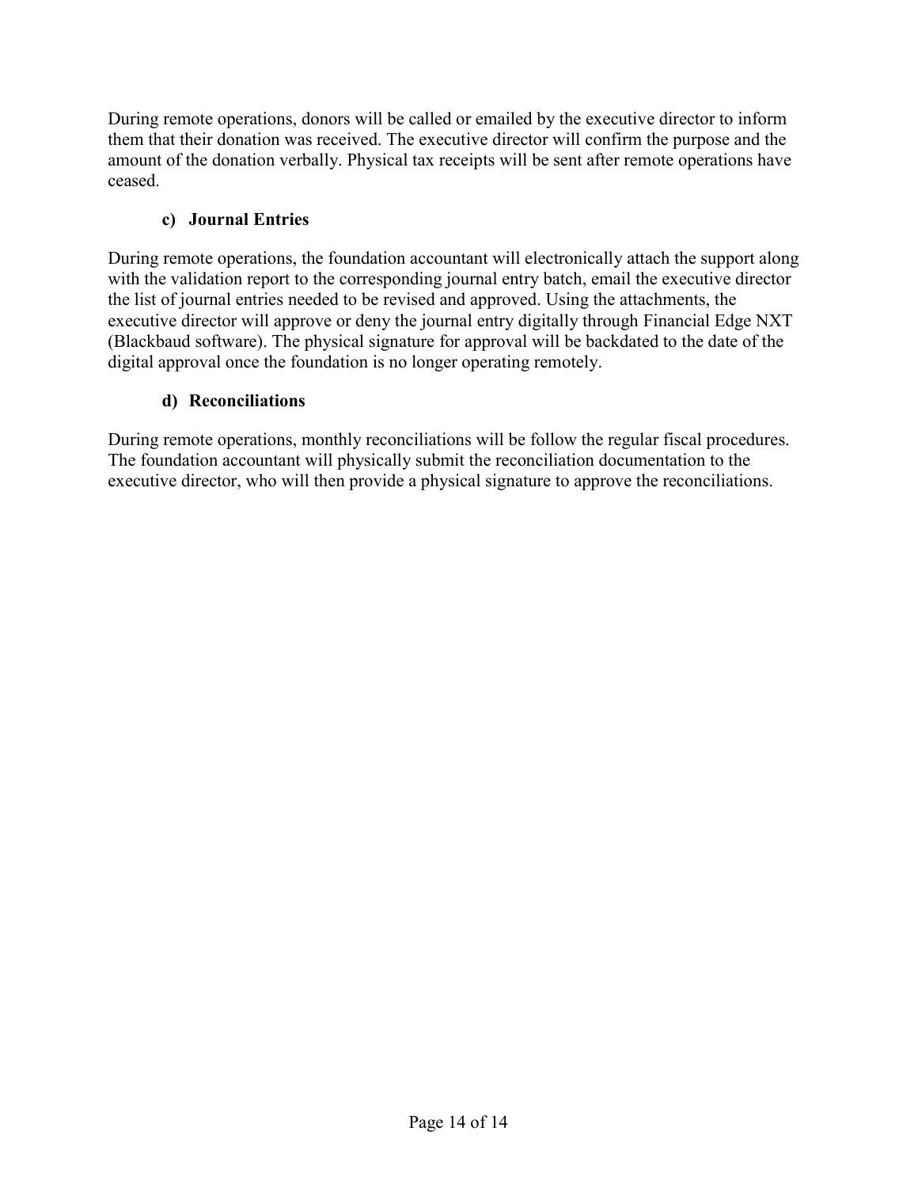During remote operations, donors will be called or emailed by the executive director to inform them that their donation was received. The executive director will confirm the purpose and the amount of the donation verbally. Physical tax receipts will be sent after remote operations have ceased.

### c) Journal Entries

During remote operations, the foundation accountant will electronically attach the support along with the validation report to the corresponding journal entry batch, email the executive director the list of journal entries needed to be revised and approved. Using the attachments, the executive director will approve or deny the journal entry digitally through Financial Edge NXT (Blackbaud software). The physical signature for approval will be backdated to the date of the digital approval once the foundation is no longer operating remotely.

### d) Reconciliations

During remote operations, monthly reconciliations will be follow the regular fiscal procedures. The foundation accountant will physically submit the reconciliation documentation to the executive director, who will then provide a physical signature to approve the reconciliations.